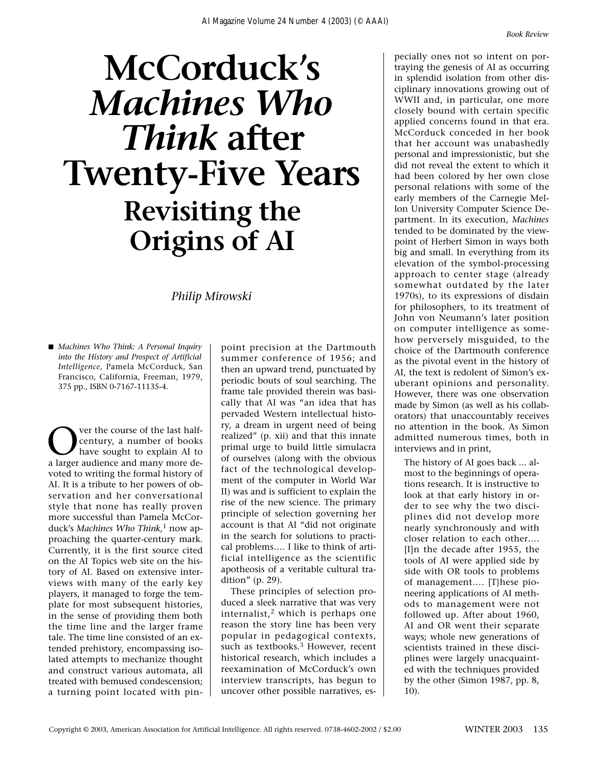# McCorduck's *Machines Who Think* after Twenty-Five Years

## Revisiting the Origins of AI

*Philip Mirowski*

■ *Machines Who Think: A Personal Inquiry into the History and Prospect of Artificial Intelligence,* Pamela McCorduck, San Francisco, California, Freeman, 1979, 375 pp., ISBN 0-7167-11135-4.

Over the course of the last half-century, a number of books have sought to explain AI to a larger audience and many more devoted to writing the formal history of AI. It is a tribute to her powers of observation and her conversational style that none has really proven more successful than Pamela McCorduck's *Machines Who Think,*[1] now approaching the quarter-century mark. Currently, it is the first source cited on the AI Topics web site on the history of AI. Based on extensive interviews with many of the early key players, it managed to forge the template for most subsequent histories, in the sense of providing them both the time line and the larger frame tale. The time line consisted of an extended prehistory, encompassing isolated attempts to mechanize thought and construct various automata, all treated with bemused condescension; a turning point located with pinpoint precision at the Dartmouth summer conference of 1956; and then an upward trend, punctuated by periodic bouts of soul searching. The frame tale provided therein was basically that AI was "an idea that has pervaded Western intellectual history, a dream in urgent need of being realized" (p. xii) and that this innate primal urge to build little simulacra of ourselves (along with the obvious fact of the technological development of the computer in World War II) was and is sufficient to explain the rise of the new science. The primary principle of selection governing her account is that AI "did not originate in the search for solutions to practical problems.... I like to think of artificial intelligence as the scientific apotheosis of a veritable cultural tradition" (p. 29).

These principles of selection produced a sleek narrative that was very internalist,[2] which is perhaps one reason the story line has been very popular in pedagogical contexts, such as textbooks.[3] However, recent historical research, which includes a reexamination of McCorduck's own interview transcripts, has begun to uncover other possible narratives, especially ones not so intent on portraying the genesis of AI as occurring in splendid isolation from other disciplinary innovations growing out of WWII and, in particular, one more closely bound with certain specific applied concerns found in that era. McCorduck conceded in her book that her account was unabashedly personal and impressionistic, but she did not reveal the extent to which it had been colored by her own close personal relations with some of the early members of the Carnegie Mellon University Computer Science Department. In its execution, *Machines* tended to be dominated by the viewpoint of Herbert Simon in ways both big and small. In everything from its elevation of the symbol-processing approach to center stage (already somewhat outdated by the later 1970s), to its expressions of disdain for philosophers, to its treatment of John von Neumann's later position on computer intelligence as somehow perversely misguided, to the choice of the Dartmouth conference as the pivotal event in the history of AI, the text is redolent of Simon's exuberant opinions and personality. However, there was one observation made by Simon (as well as his collaborators) that unaccountably receives no attention in the book. As Simon admitted numerous times, both in interviews and in print,

> The history of AI goes back ... almost to the beginnings of operations research. It is instructive to look at that early history in order to see why the two disciplines did not develop more nearly synchronously and with closer relation to each other.... [I]n the decade after 1955, the tools of AI were applied side by side with OR tools to problems of management.... [T}hese pioneering applications of AI methods to management were not followed up. After about 1960, AI and OR went their separate ways; whole new generations of scientists trained in these disciplines were largely unacquainted with the techniques provided by the other (Simon 1987, pp. 8, 10).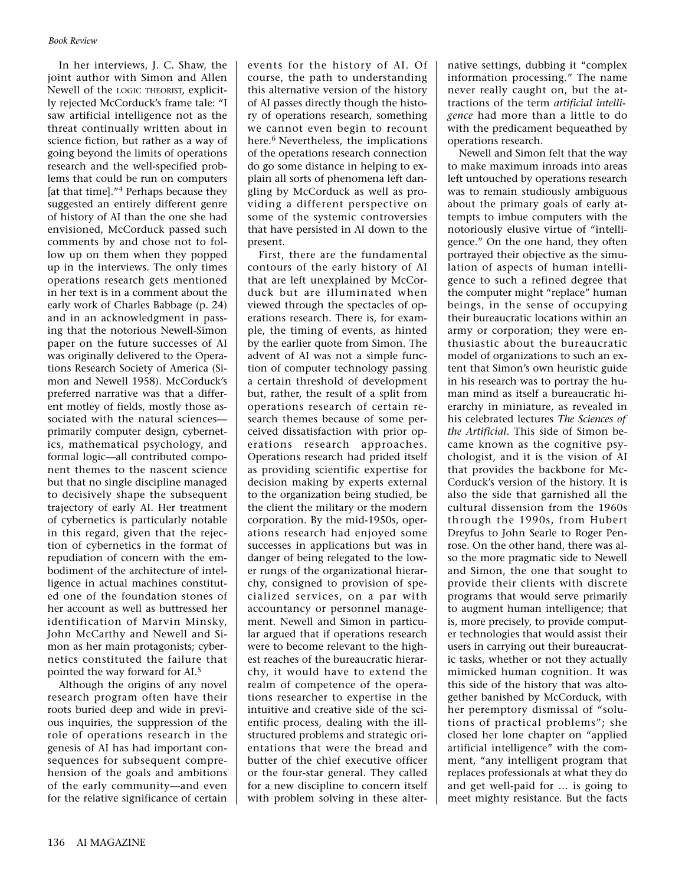In her interviews, J. C. Shaw, the joint author with Simon and Allen Newell of the LOGIC THEORIST, explicitly rejected McCorduck's frame tale: "I saw artificial intelligence not as the threat continually written about in science fiction, but rather as a way of going beyond the limits of operations research and the well-specified problems that could be run on computers [at that time]."[4] Perhaps because they suggested an entirely different genre of history of AI than the one she had envisioned, McCorduck passed such comments by and chose not to follow up on them when they popped up in the interviews. The only times operations research gets mentioned in her text is in a comment about the early work of Charles Babbage (p. 24) and in an acknowledgment in passing that the notorious Newell-Simon paper on the future successes of AI was originally delivered to the Operations Research Society of America (Simon and Newell 1958). McCorduck's preferred narrative was that a different motley of fields, mostly those associated with the natural sciences—primarily computer design, cybernetics, mathematical psychology, and formal logic—all contributed component themes to the nascent science but that no single discipline managed to decisively shape the subsequent trajectory of early AI. Her treatment of cybernetics is particularly notable in this regard, given that the rejection of cybernetics in the format of repudiation of concern with the embodiment of the architecture of intelligence in actual machines constituted one of the foundation stones of her account as well as buttressed her identification of Marvin Minsky, John McCarthy and Newell and Simon as her main protagonists; cybernetics constituted the failure that pointed the way forward for AI.[5]

Although the origins of any novel research program often have their roots buried deep and wide in previous inquiries, the suppression of the role of operations research in the genesis of AI has had important consequences for subsequent comprehension of the goals and ambitions of the early community—and even for the relative significance of certain events for the history of AI. Of course, the path to understanding this alternative version of the history of AI passes directly though the history of operations research, something we cannot even begin to recount here.[6] Nevertheless, the implications of the operations research connection do go some distance in helping to explain all sorts of phenomena left dangling by McCorduck as well as providing a different perspective on some of the systemic controversies that have persisted in AI down to the present.

First, there are the fundamental contours of the early history of AI that are left unexplained by McCorduck but are illuminated when viewed through the spectacles of operations research. There is, for example, the timing of events, as hinted by the earlier quote from Simon. The advent of AI was not a simple function of computer technology passing a certain threshold of development but, rather, the result of a split from operations research of certain research themes because of some perceived dissatisfaction with prior operations research approaches. Operations research had prided itself as providing scientific expertise for decision making by experts external to the organization being studied, be the client the military or the modern corporation. By the mid-1950s, operations research had enjoyed some successes in applications but was in danger of being relegated to the lower rungs of the organizational hierarchy, consigned to provision of specialized services, on a par with accountancy or personnel management. Newell and Simon in particular argued that if operations research were to become relevant to the highest reaches of the bureaucratic hierarchy, it would have to extend the realm of competence of the operations researcher to expertise in the intuitive and creative side of the scientific process, dealing with the ill-structured problems and strategic orientations that were the bread and butter of the chief executive officer or the four-star general. They called for a new discipline to concern itself with problem solving in these alternative settings, dubbing it "complex information processing." The name never really caught on, but the attractions of the term *artificial intelligence* had more than a little to do with the predicament bequeathed by operations research.

Newell and Simon felt that the way to make maximum inroads into areas left untouched by operations research was to remain studiously ambiguous about the primary goals of early attempts to imbue computers with the notoriously elusive virtue of "intelligence." On the one hand, they often portrayed their objective as the simulation of aspects of human intelligence to such a refined degree that the computer might "replace" human beings, in the sense of occupying their bureaucratic locations within an army or corporation; they were enthusiastic about the bureaucratic model of organizations to such an extent that Simon's own heuristic guide in his research was to portray the human mind as itself a bureaucratic hierarchy in miniature, as revealed in his celebrated lectures *The Sciences of the Artificial*. This side of Simon became known as the cognitive psychologist, and it is the vision of AI that provides the backbone for McCorduck's version of the history. It is also the side that garnished all the cultural dissension from the 1960s through the 1990s, from Hubert Dreyfus to John Searle to Roger Penrose. On the other hand, there was also the more pragmatic side to Newell and Simon, the one that sought to provide their clients with discrete programs that would serve primarily to augment human intelligence; that is, more precisely, to provide computer technologies that would assist their users in carrying out their bureaucratic tasks, whether or not they actually mimicked human cognition. It was this side of the history that was altogether banished by McCorduck, with her peremptory dismissal of "solutions of practical problems"; she closed her lone chapter on "applied artificial intelligence" with the comment, "any intelligent program that replaces professionals at what they do and get well-paid for … is going to meet mighty resistance. But the facts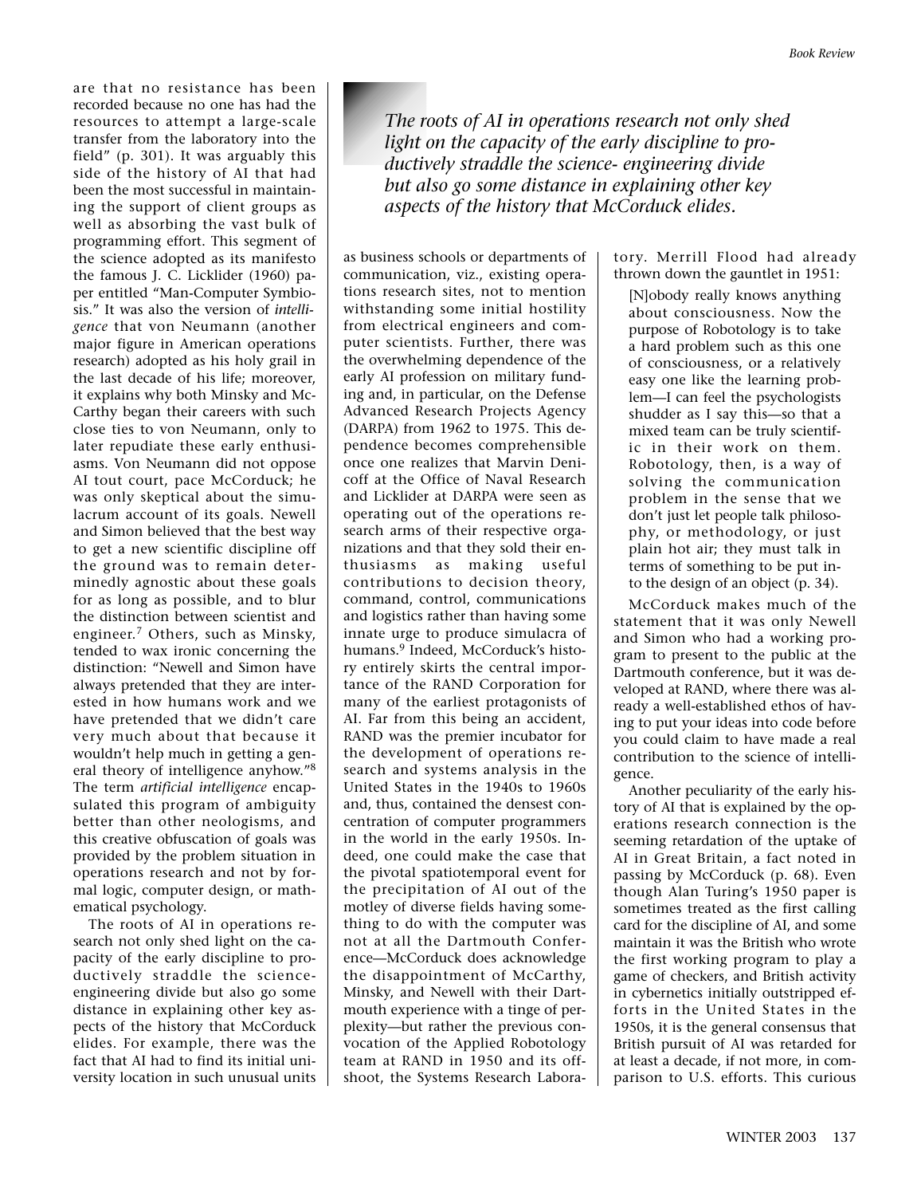are that no resistance has been recorded because no one has had the resources to attempt a large-scale transfer from the laboratory into the field" (p. 301). It was arguably this side of the history of AI that had been the most successful in maintaining the support of client groups as well as absorbing the vast bulk of programming effort. This segment of the science adopted as its manifesto the famous J. C. Licklider (1960) paper entitled "Man-Computer Symbiosis." It was also the version of *intelligence* that von Neumann (another major figure in American operations research) adopted as his holy grail in the last decade of his life; moreover, it explains why both Minsky and McCarthy began their careers with such close ties to von Neumann, only to later repudiate these early enthusiasms. Von Neumann did not oppose AI tout court, pace McCorduck; he was only skeptical about the simulacrum account of its goals. Newell and Simon believed that the best way to get a new scientific discipline off the ground was to remain determinedly agnostic about these goals for as long as possible, and to blur the distinction between scientist and engineer.[7] Others, such as Minsky, tended to wax ironic concerning the distinction: "Newell and Simon have always pretended that they are interested in how humans work and we have pretended that we didn't care very much about that because it wouldn't help much in getting a general theory of intelligence anyhow."[8] The term *artificial intelligence* encapsulated this program of ambiguity better than other neologisms, and this creative obfuscation of goals was provided by the problem situation in operations research and not by formal logic, computer design, or mathematical psychology.

> *The roots of AI in operations research not only shed light on the capacity of the early discipline to productively straddle the science- engineering divide but also go some distance in explaining other key aspects of the history that McCorduck elides.*

The roots of AI in operations research not only shed light on the capacity of the early discipline to productively straddle the science-engineering divide but also go some distance in explaining other key aspects of the history that McCorduck elides. For example, there was the fact that AI had to find its initial university location in such unusual units as business schools or departments of communication, viz., existing operations research sites, not to mention withstanding some initial hostility from electrical engineers and computer scientists. Further, there was the overwhelming dependence of the early AI profession on military funding and, in particular, on the Defense Advanced Research Projects Agency (DARPA) from 1962 to 1975. This dependence becomes comprehensible once one realizes that Marvin Denicoff at the Office of Naval Research and Licklider at DARPA were seen as operating out of the operations research arms of their respective organizations and that they sold their enthusiasms as making useful contributions to decision theory, command, control, communications and logistics rather than having some innate urge to produce simulacra of humans.[9] Indeed, McCorduck's history entirely skirts the central importance of the RAND Corporation for many of the earliest protagonists of AI. Far from this being an accident, RAND was the premier incubator for the development of operations research and systems analysis in the United States in the 1940s to 1960s and, thus, contained the densest concentration of computer programmers in the world in the early 1950s. Indeed, one could make the case that the pivotal spatiotemporal event for the precipitation of AI out of the motley of diverse fields having something to do with the computer was not at all the Dartmouth Conference—McCorduck does acknowledge the disappointment of McCarthy, Minsky, and Newell with their Dartmouth experience with a tinge of perplexity—but rather the previous convocation of the Applied Robotology team at RAND in 1950 and its offshoot, the Systems Research Laboratory. Merrill Flood had already thrown down the gauntlet in 1951:

> [N]obody really knows anything about consciousness. Now the purpose of Robotology is to take a hard problem such as this one of consciousness, or a relatively easy one like the learning problem—I can feel the psychologists shudder as I say this—so that a mixed team can be truly scientific in their work on them. Robotology, then, is a way of solving the communication problem in the sense that we don't just let people talk philosophy, or methodology, or just plain hot air; they must talk in terms of something to be put into the design of an object (p. 34).

McCorduck makes much of the statement that it was only Newell and Simon who had a working program to present to the public at the Dartmouth conference, but it was developed at RAND, where there was already a well-established ethos of having to put your ideas into code before you could claim to have made a real contribution to the science of intelligence.

Another peculiarity of the early history of AI that is explained by the operations research connection is the seeming retardation of the uptake of AI in Great Britain, a fact noted in passing by McCorduck (p. 68). Even though Alan Turing's 1950 paper is sometimes treated as the first calling card for the discipline of AI, and some maintain it was the British who wrote the first working program to play a game of checkers, and British activity in cybernetics initially outstripped efforts in the United States in the 1950s, it is the general consensus that British pursuit of AI was retarded for at least a decade, if not more, in comparison to U.S. efforts. This curious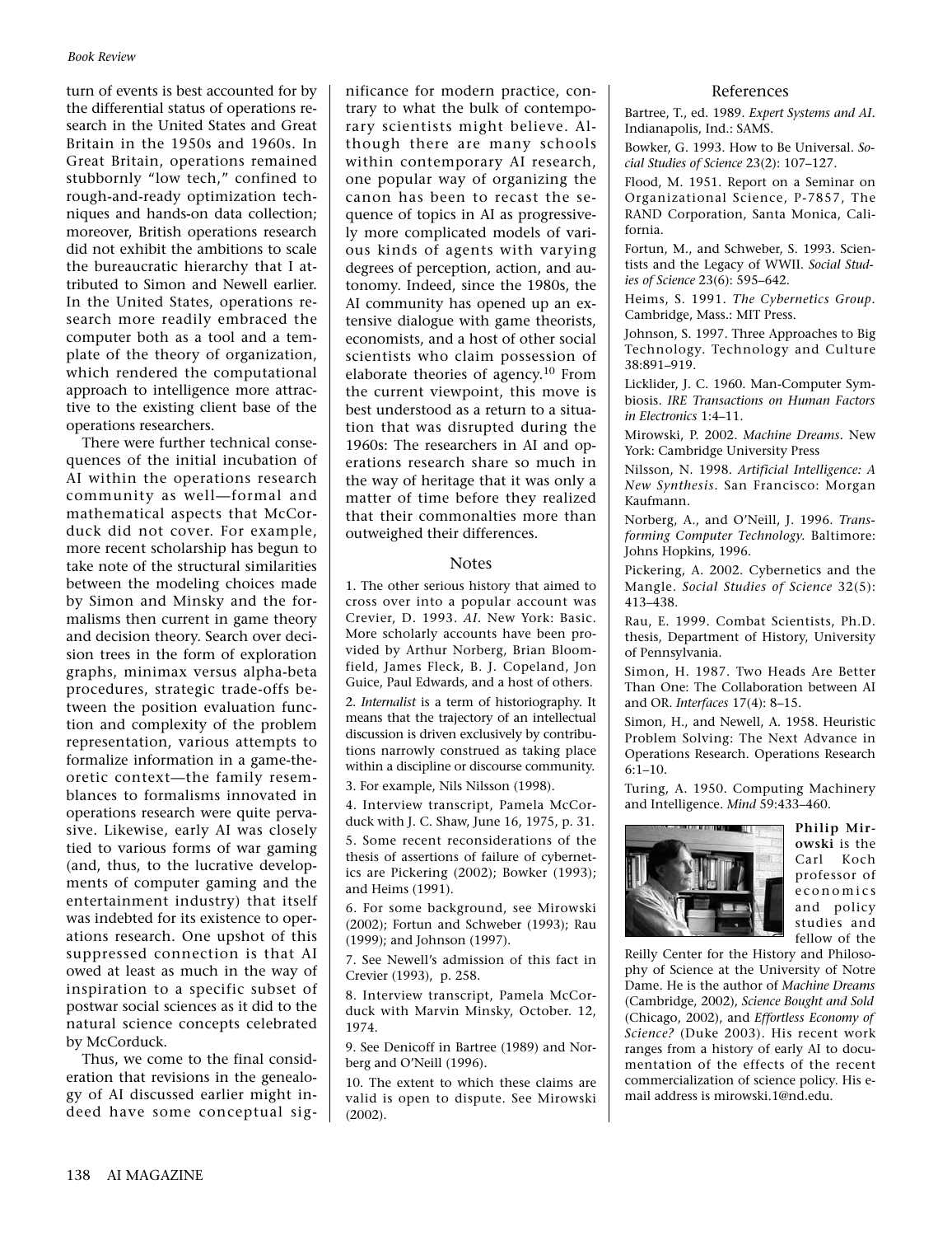turn of events is best accounted for by the differential status of operations research in the United States and Great Britain in the 1950s and 1960s. In Great Britain, operations remained stubbornly "low tech," confined to rough-and-ready optimization techniques and hands-on data collection; moreover, British operations research did not exhibit the ambitions to scale the bureaucratic hierarchy that I attributed to Simon and Newell earlier. In the United States, operations research more readily embraced the computer both as a tool and a template of the theory of organization, which rendered the computational approach to intelligence more attractive to the existing client base of the operations researchers.

There were further technical consequences of the initial incubation of AI within the operations research community as well—formal and mathematical aspects that McCorduck did not cover. For example, more recent scholarship has begun to take note of the structural similarities between the modeling choices made by Simon and Minsky and the formalisms then current in game theory and decision theory. Search over decision trees in the form of exploration graphs, minimax versus alpha-beta procedures, strategic trade-offs between the position evaluation function and complexity of the problem representation, various attempts to formalize information in a game-theoretic context—the family resemblances to formalisms innovated in operations research were quite pervasive. Likewise, early AI was closely tied to various forms of war gaming (and, thus, to the lucrative developments of computer gaming and the entertainment industry) that itself was indebted for its existence to operations research. One upshot of this suppressed connection is that AI owed at least as much in the way of inspiration to a specific subset of postwar social sciences as it did to the natural science concepts celebrated by McCorduck.

Thus, we come to the final consideration that revisions in the genealogy of AI discussed earlier might indeed have some conceptual significance for modern practice, contrary to what the bulk of contemporary scientists might believe. Although there are many schools within contemporary AI research, one popular way of organizing the canon has been to recast the sequence of topics in AI as progressively more complicated models of various kinds of agents with varying degrees of perception, action, and autonomy. Indeed, since the 1980s, the AI community has opened up an extensive dialogue with game theorists, economists, and a host of other social scientists who claim possession of elaborate theories of agency.[10] From the current viewpoint, this move is best understood as a return to a situation that was disrupted during the 1960s: The researchers in AI and operations research share so much in the way of heritage that it was only a matter of time before they realized that their commonalties more than outweighed their differences.

## Notes

1. The other serious history that aimed to cross over into a popular account was Crevier, D. 1993. *AI*. New York: Basic. More scholarly accounts have been provided by Arthur Norberg, Brian Bloomfield, James Fleck, B. J. Copeland, Jon Guice, Paul Edwards, and a host of others.

2. *Internalist* is a term of historiography. It means that the trajectory of an intellectual discussion is driven exclusively by contributions narrowly construed as taking place within a discipline or discourse community.

3. For example, Nils Nilsson (1998).

4. Interview transcript, Pamela McCorduck with J. C. Shaw, June 16, 1975, p. 31.

5. Some recent reconsiderations of the thesis of assertions of failure of cybernetics are Pickering (2002); Bowker (1993); and Heims (1991).

6. For some background, see Mirowski (2002); Fortun and Schweber (1993); Rau (1999); and Johnson (1997).

7. See Newell's admission of this fact in Crevier (1993), p. 258.

8. Interview transcript, Pamela McCorduck with Marvin Minsky, October. 12, 1974.

9. See Denicoff in Bartree (1989) and Norberg and O'Neill (1996).

10. The extent to which these claims are valid is open to dispute. See Mirowski (2002).

## References

Bartree, T., ed. 1989. *Expert Systems and AI*. Indianapolis, Ind.: SAMS.

Bowker, G. 1993. How to Be Universal. *Social Studies of Science* 23(2): 107–127.

Flood, M. 1951. Report on a Seminar on Organizational Science, P-7857, The RAND Corporation, Santa Monica, California.

Fortun, M., and Schweber, S. 1993. Scientists and the Legacy of WWII. *Social Studies of Science* 23(6): 595–642.

Heims, S. 1991. *The Cybernetics Group*. Cambridge, Mass.: MIT Press.

Johnson, S. 1997. Three Approaches to Big Technology. Technology and Culture 38:891–919.

Licklider, J. C. 1960. Man-Computer Symbiosis. *IRE Transactions on Human Factors in Electronics* 1:4–11.

Mirowski, P. 2002. *Machine Dreams*. New York: Cambridge University Press

Nilsson, N. 1998. *Artificial Intelligence: A New Synthesis*. San Francisco: Morgan Kaufmann.

Norberg, A., and O'Neill, J. 1996. *Transforming Computer Technology.* Baltimore: Johns Hopkins, 1996.

Pickering, A. 2002. Cybernetics and the Mangle. *Social Studies of Science* 32(5): 413–438.

Rau, E. 1999. Combat Scientists, Ph.D. thesis, Department of History, University of Pennsylvania.

Simon, H. 1987. Two Heads Are Better Than One: The Collaboration between AI and OR. *Interfaces* 17(4): 8–15.

Simon, H., and Newell, A. 1958. Heuristic Problem Solving: The Next Advance in Operations Research. Operations Research 6:1–10.

Turing, A. 1950. Computing Machinery and Intelligence. *Mind* 59:433–460.

**Philip Mirowski** is the Carl Koch professor of economics and policy studies and fellow of the Reilly Center for the History and Philosophy of Science at the University of Notre Dame. He is the author of *Machine Dreams* (Cambridge, 2002), *Science Bought and Sold* (Chicago, 2002), and *Effortless Economy of Science?* (Duke 2003). His recent work ranges from a history of early AI to documentation of the effects of the recent commercialization of science policy. His e-mail address is mirowski.1@nd.edu.